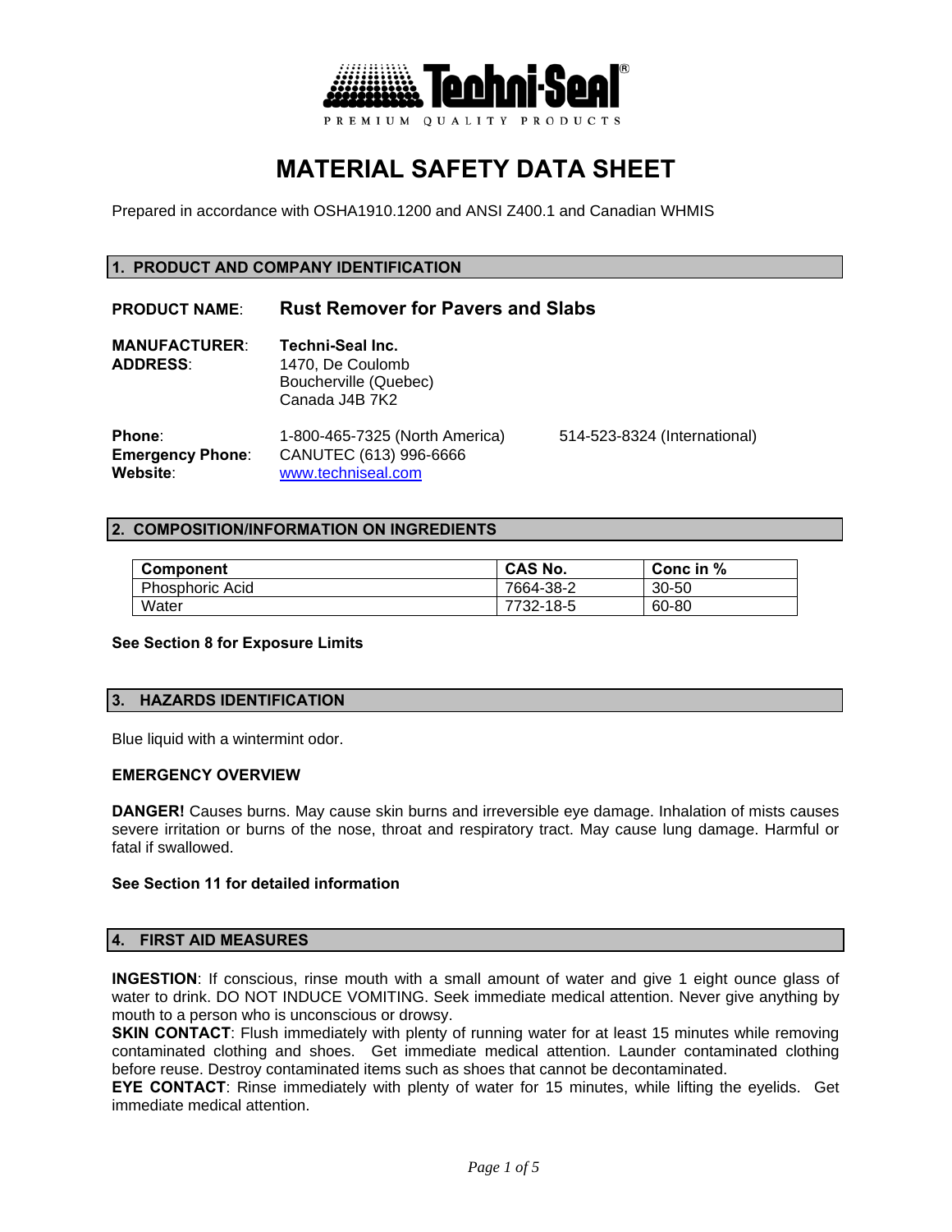# MATERIAL SAFETY DATA SHEET

Prepared in accordance with OSHA1910.1200 and ANSI Z400.1 and Canadian WHMIS

## 1. PRODUCT AND COMPANY IDENTIFICATION

**PRODUCT NAME**: **Rust Remover for Pavers and Slabs**

**MANUFACTURER**: **Techni-Seal Inc.**
**ADDRESS**: 1470, De Coulomb
Boucherville (Quebec)
Canada J4B 7K2

**Phone**: 1-800-465-7325 (North America) 514-523-8324 (International)
**Emergency Phone**: CANUTEC (613) 996-6666
**Website**: www.techniseal.com

## 2. COMPOSITION/INFORMATION ON INGREDIENTS

| Component | CAS No. | Conc in % |
|---|---|---|
| Phosphoric Acid | 7664-38-2 | 30-50 |
| Water | 7732-18-5 | 60-80 |

**See Section 8 for Exposure Limits**

## 3. HAZARDS IDENTIFICATION

Blue liquid with a wintermint odor.

**EMERGENCY OVERVIEW**

**DANGER!** Causes burns. May cause skin burns and irreversible eye damage. Inhalation of mists causes severe irritation or burns of the nose, throat and respiratory tract. May cause lung damage. Harmful or fatal if swallowed.

**See Section 11 for detailed information**

## 4. FIRST AID MEASURES

**INGESTION**: If conscious, rinse mouth with a small amount of water and give 1 eight ounce glass of water to drink. DO NOT INDUCE VOMITING. Seek immediate medical attention. Never give anything by mouth to a person who is unconscious or drowsy.
**SKIN CONTACT**: Flush immediately with plenty of running water for at least 15 minutes while removing contaminated clothing and shoes. Get immediate medical attention. Launder contaminated clothing before reuse. Destroy contaminated items such as shoes that cannot be decontaminated.
**EYE CONTACT**: Rinse immediately with plenty of water for 15 minutes, while lifting the eyelids. Get immediate medical attention.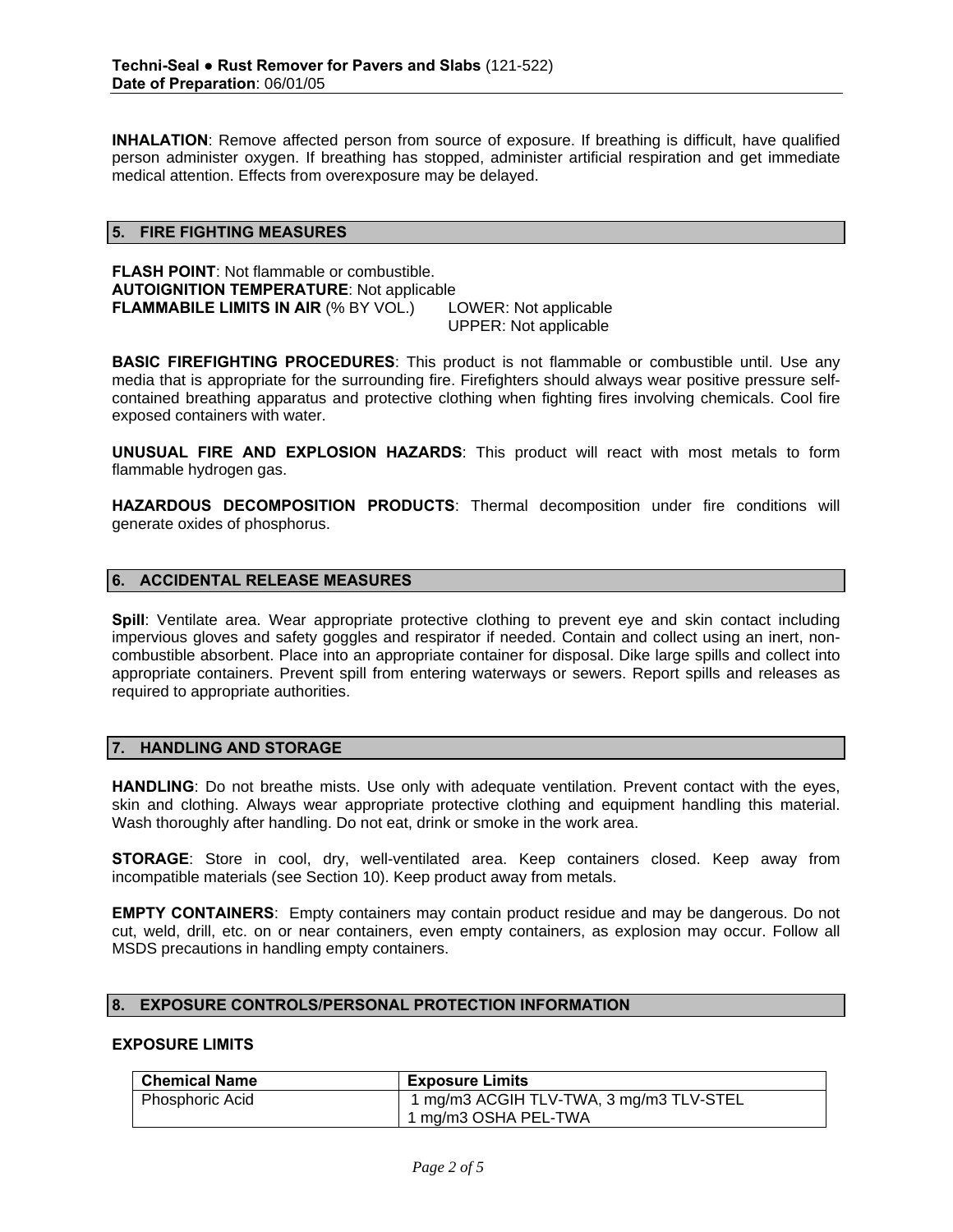**INHALATION**: Remove affected person from source of exposure. If breathing is difficult, have qualified person administer oxygen. If breathing has stopped, administer artificial respiration and get immediate medical attention. Effects from overexposure may be delayed.

## 5. FIRE FIGHTING MEASURES

**FLASH POINT**: Not flammable or combustible.
**AUTOIGNITION TEMPERATURE**: Not applicable
**FLAMMABILE LIMITS IN AIR** (% BY VOL.) LOWER: Not applicable
UPPER: Not applicable

**BASIC FIREFIGHTING PROCEDURES**: This product is not flammable or combustible until. Use any media that is appropriate for the surrounding fire. Firefighters should always wear positive pressure self-contained breathing apparatus and protective clothing when fighting fires involving chemicals. Cool fire exposed containers with water.

**UNUSUAL FIRE AND EXPLOSION HAZARDS**: This product will react with most metals to form flammable hydrogen gas.

**HAZARDOUS DECOMPOSITION PRODUCTS**: Thermal decomposition under fire conditions will generate oxides of phosphorus.

## 6. ACCIDENTAL RELEASE MEASURES

**Spill**: Ventilate area. Wear appropriate protective clothing to prevent eye and skin contact including impervious gloves and safety goggles and respirator if needed. Contain and collect using an inert, non-combustible absorbent. Place into an appropriate container for disposal. Dike large spills and collect into appropriate containers. Prevent spill from entering waterways or sewers. Report spills and releases as required to appropriate authorities.

## 7. HANDLING AND STORAGE

**HANDLING**: Do not breathe mists. Use only with adequate ventilation. Prevent contact with the eyes, skin and clothing. Always wear appropriate protective clothing and equipment handling this material. Wash thoroughly after handling. Do not eat, drink or smoke in the work area.

**STORAGE**: Store in cool, dry, well-ventilated area. Keep containers closed. Keep away from incompatible materials (see Section 10). Keep product away from metals.

**EMPTY CONTAINERS**: Empty containers may contain product residue and may be dangerous. Do not cut, weld, drill, etc. on or near containers, even empty containers, as explosion may occur. Follow all MSDS precautions in handling empty containers.

## 8. EXPOSURE CONTROLS/PERSONAL PROTECTION INFORMATION

**EXPOSURE LIMITS**

| Chemical Name | Exposure Limits |
|---|---|
| Phosphoric Acid | 1 mg/m3 ACGIH TLV-TWA, 3 mg/m3 TLV-STEL<br>1 mg/m3 OSHA PEL-TWA |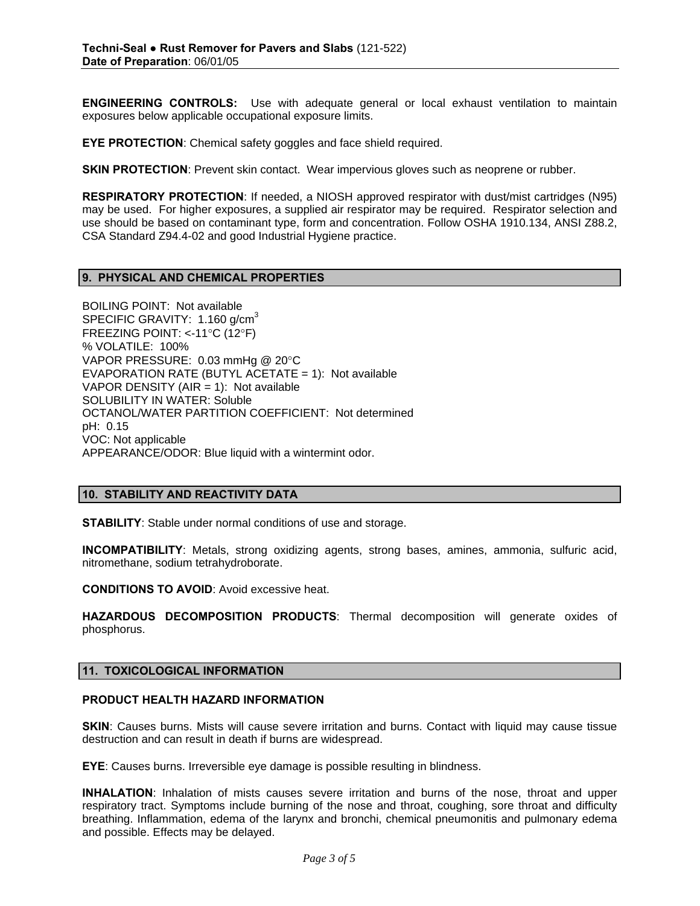**ENGINEERING CONTROLS:** Use with adequate general or local exhaust ventilation to maintain exposures below applicable occupational exposure limits.

**EYE PROTECTION**: Chemical safety goggles and face shield required.

**SKIN PROTECTION**: Prevent skin contact. Wear impervious gloves such as neoprene or rubber.

**RESPIRATORY PROTECTION**: If needed, a NIOSH approved respirator with dust/mist cartridges (N95) may be used. For higher exposures, a supplied air respirator may be required. Respirator selection and use should be based on contaminant type, form and concentration. Follow OSHA 1910.134, ANSI Z88.2, CSA Standard Z94.4-02 and good Industrial Hygiene practice.

## 9. PHYSICAL AND CHEMICAL PROPERTIES

BOILING POINT: Not available
SPECIFIC GRAVITY: 1.160 g/cm$^3$
FREEZING POINT: <-11°C (12°F)
% VOLATILE: 100%
VAPOR PRESSURE: 0.03 mmHg @ 20°C
EVAPORATION RATE (BUTYL ACETATE = 1): Not available
VAPOR DENSITY (AIR = 1): Not available
SOLUBILITY IN WATER: Soluble
OCTANOL/WATER PARTITION COEFFICIENT: Not determined
pH: 0.15
VOC: Not applicable
APPEARANCE/ODOR: Blue liquid with a wintermint odor.

## 10. STABILITY AND REACTIVITY DATA

**STABILITY**: Stable under normal conditions of use and storage.

**INCOMPATIBILITY**: Metals, strong oxidizing agents, strong bases, amines, ammonia, sulfuric acid, nitromethane, sodium tetrahydroborate.

**CONDITIONS TO AVOID**: Avoid excessive heat.

**HAZARDOUS DECOMPOSITION PRODUCTS**: Thermal decomposition will generate oxides of phosphorus.

## 11. TOXICOLOGICAL INFORMATION

### PRODUCT HEALTH HAZARD INFORMATION

**SKIN**: Causes burns. Mists will cause severe irritation and burns. Contact with liquid may cause tissue destruction and can result in death if burns are widespread.

**EYE**: Causes burns. Irreversible eye damage is possible resulting in blindness.

**INHALATION**: Inhalation of mists causes severe irritation and burns of the nose, throat and upper respiratory tract. Symptoms include burning of the nose and throat, coughing, sore throat and difficulty breathing. Inflammation, edema of the larynx and bronchi, chemical pneumonitis and pulmonary edema and possible. Effects may be delayed.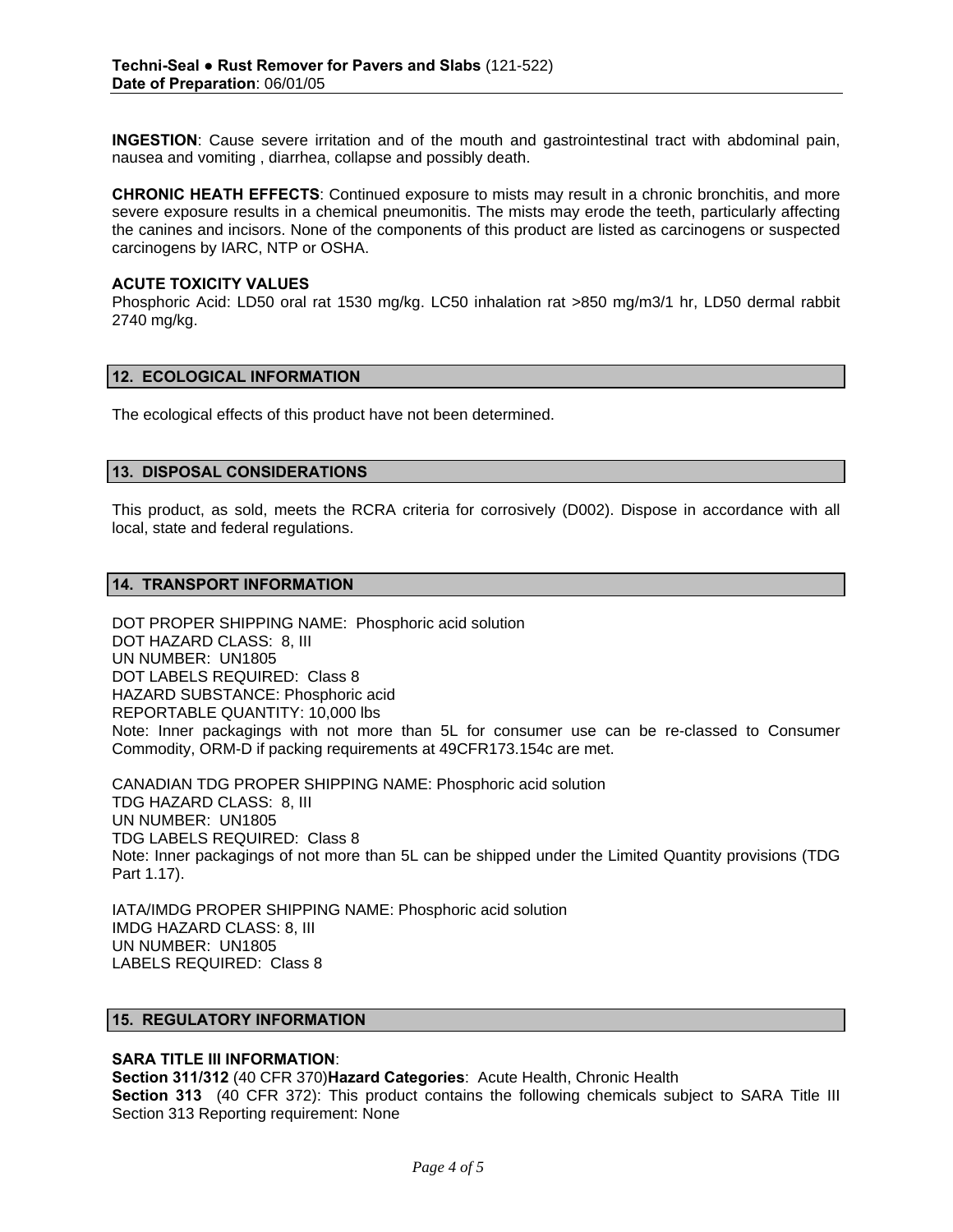**INGESTION**: Cause severe irritation and of the mouth and gastrointestinal tract with abdominal pain, nausea and vomiting , diarrhea, collapse and possibly death.

**CHRONIC HEATH EFFECTS**: Continued exposure to mists may result in a chronic bronchitis, and more severe exposure results in a chemical pneumonitis. The mists may erode the teeth, particularly affecting the canines and incisors. None of the components of this product are listed as carcinogens or suspected carcinogens by IARC, NTP or OSHA.

**ACUTE TOXICITY VALUES**
Phosphoric Acid: LD50 oral rat 1530 mg/kg. LC50 inhalation rat >850 mg/m3/1 hr, LD50 dermal rabbit 2740 mg/kg.

## 12. ECOLOGICAL INFORMATION

The ecological effects of this product have not been determined.

## 13. DISPOSAL CONSIDERATIONS

This product, as sold, meets the RCRA criteria for corrosively (D002). Dispose in accordance with all local, state and federal regulations.

## 14. TRANSPORT INFORMATION

DOT PROPER SHIPPING NAME: Phosphoric acid solution
DOT HAZARD CLASS: 8, III
UN NUMBER: UN1805
DOT LABELS REQUIRED: Class 8
HAZARD SUBSTANCE: Phosphoric acid
REPORTABLE QUANTITY: 10,000 lbs
Note: Inner packagings with not more than 5L for consumer use can be re-classed to Consumer Commodity, ORM-D if packing requirements at 49CFR173.154c are met.

CANADIAN TDG PROPER SHIPPING NAME: Phosphoric acid solution
TDG HAZARD CLASS: 8, III
UN NUMBER: UN1805
TDG LABELS REQUIRED: Class 8
Note: Inner packagings of not more than 5L can be shipped under the Limited Quantity provisions (TDG Part 1.17).

IATA/IMDG PROPER SHIPPING NAME: Phosphoric acid solution
IMDG HAZARD CLASS: 8, III
UN NUMBER: UN1805
LABELS REQUIRED: Class 8

## 15. REGULATORY INFORMATION

**SARA TITLE III INFORMATION**:
**Section 311/312** (40 CFR 370)**Hazard Categories**: Acute Health, Chronic Health
**Section 313** (40 CFR 372): This product contains the following chemicals subject to SARA Title III Section 313 Reporting requirement: None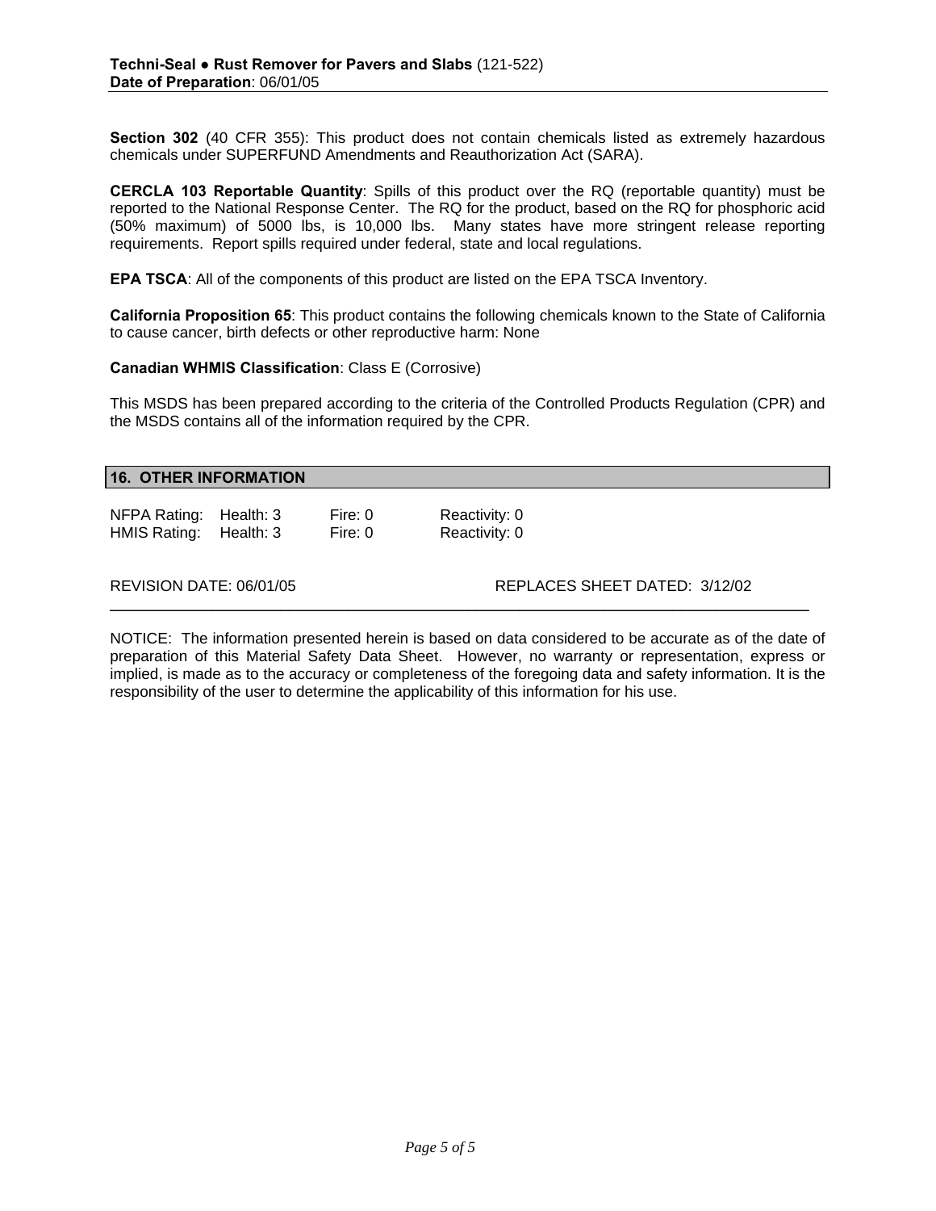**Section 302** (40 CFR 355): This product does not contain chemicals listed as extremely hazardous chemicals under SUPERFUND Amendments and Reauthorization Act (SARA).

**CERCLA 103 Reportable Quantity**: Spills of this product over the RQ (reportable quantity) must be reported to the National Response Center. The RQ for the product, based on the RQ for phosphoric acid (50% maximum) of 5000 lbs, is 10,000 lbs. Many states have more stringent release reporting requirements. Report spills required under federal, state and local regulations.

**EPA TSCA**: All of the components of this product are listed on the EPA TSCA Inventory.

**California Proposition 65**: This product contains the following chemicals known to the State of California to cause cancer, birth defects or other reproductive harm: None

**Canadian WHMIS Classification**: Class E (Corrosive)

This MSDS has been prepared according to the criteria of the Controlled Products Regulation (CPR) and the MSDS contains all of the information required by the CPR.

## 16. OTHER INFORMATION

| | | | |
|---|---|---|---|
| NFPA Rating: | Health: 3 | Fire: 0 | Reactivity: 0 |
| HMIS Rating: | Health: 3 | Fire: 0 | Reactivity: 0 |

REVISION DATE: 06/01/05 REPLACES SHEET DATED: 3/12/02

---

NOTICE: The information presented herein is based on data considered to be accurate as of the date of preparation of this Material Safety Data Sheet. However, no warranty or representation, express or implied, is made as to the accuracy or completeness of the foregoing data and safety information. It is the responsibility of the user to determine the applicability of this information for his use.